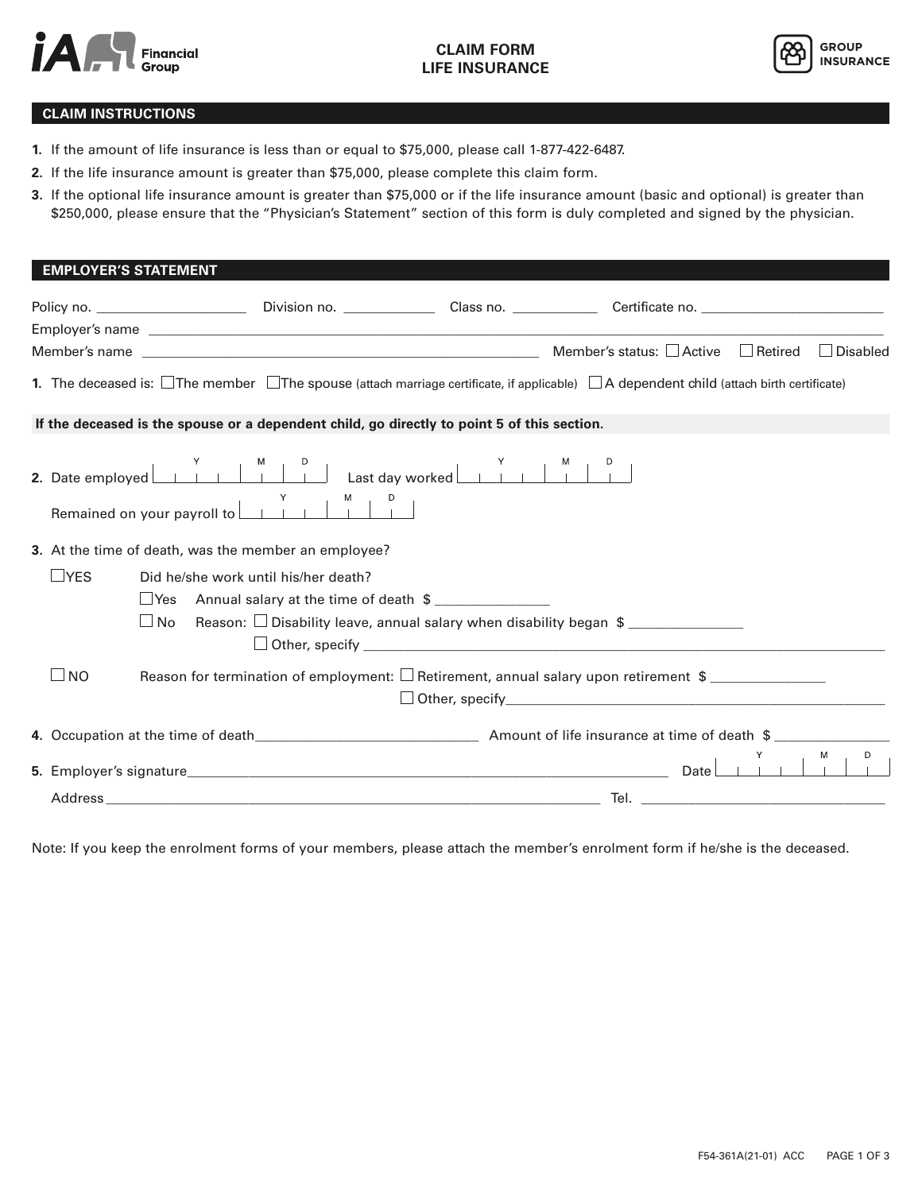# CLAIM FORM
# LIFE INSURANCE

GROUP INSURANCE

## CLAIM INSTRUCTIONS

1. If the amount of life insurance is less than or equal to $75,000, please call 1-877-422-6487.
2. If the life insurance amount is greater than $75,000, please complete this claim form.
3. If the optional life insurance amount is greater than $75,000 or if the life insurance amount (basic and optional) is greater than $250,000, please ensure that the "Physician's Statement" section of this form is duly completed and signed by the physician.

## EMPLOYER'S STATEMENT

Policy no. ____________________ Division no. ____________ Class no. ___________ Certificate no. _________________________

Employer's name ______________________________________________________________________________

Member's name ____________________________________________ Member's status: ☐ Active ☐ Retired ☐ Disabled

**1.** The deceased is: ☐ The member ☐ The spouse (attach marriage certificate, if applicable) ☐ A dependent child (attach birth certificate)

**If the deceased is the spouse or a dependent child, go directly to point 5 of this section.**

**2.** Date employed (Y M D) __________ Last day worked (Y M D) __________

Remained on your payroll to (Y M D) __________

**3.** At the time of death, was the member an employee?

☐ YES — Did he/she work until his/her death?

- ☐ Yes — Annual salary at the time of death $ _______________
- ☐ No — Reason: ☐ Disability leave, annual salary when disability began $ _______________
  - ☐ Other, specify ______________________________________________

☐ NO — Reason for termination of employment: ☐ Retirement, annual salary upon retirement $ _______________

- ☐ Other, specify ______________________________________________

**4.** Occupation at the time of death ______________________________ Amount of life insurance at time of death $ _______________

**5.** Employer's signature ______________________________________________ Date (Y M D) __________

Address ______________________________________________________ Tel. ______________________________

Note: If you keep the enrolment forms of your members, please attach the member's enrolment form if he/she is the deceased.

F54-361A(21-01) ACC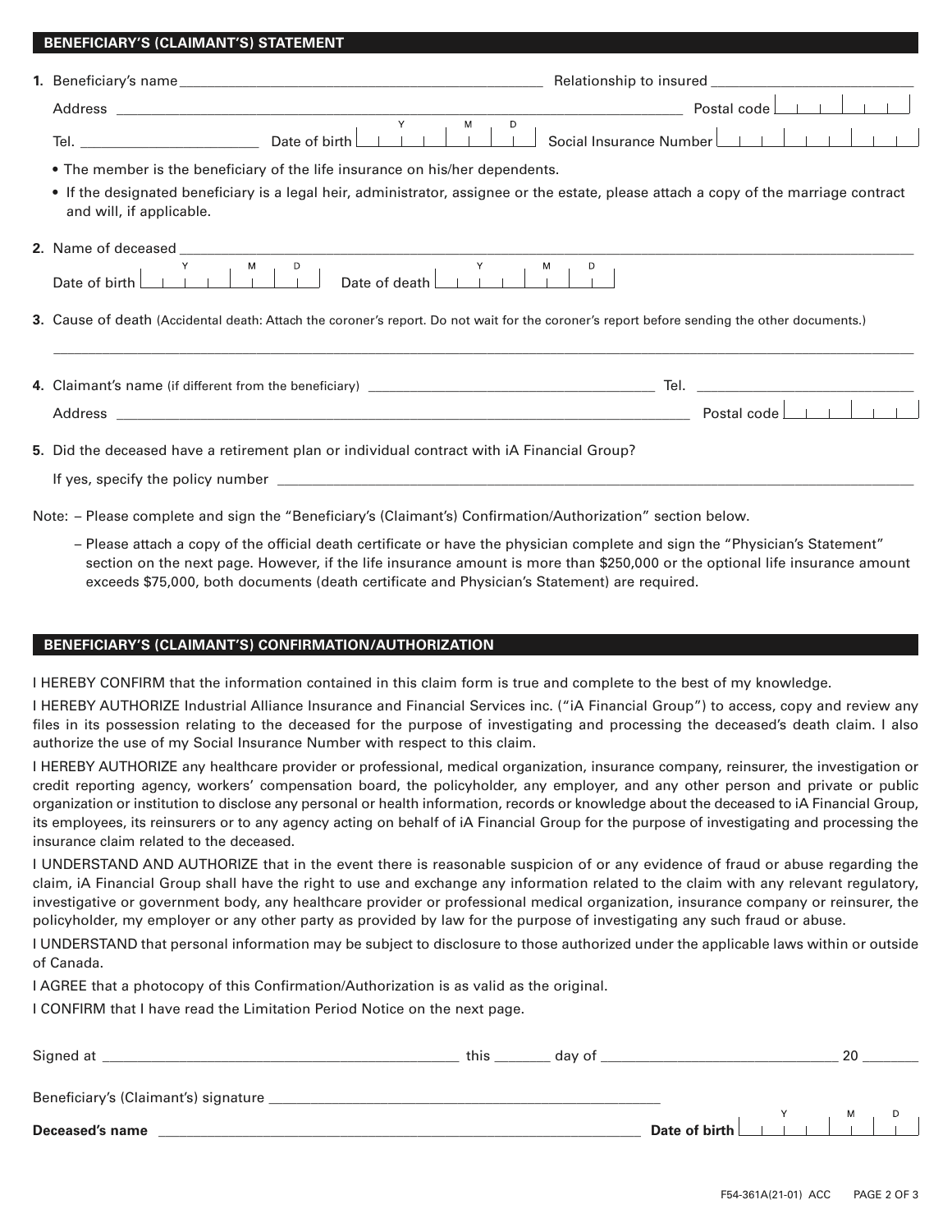## BENEFICIARY'S (CLAIMANT'S) STATEMENT

1. Beneficiary's name ______________________ Relationship to insured ______________________

   Address ______________________ Postal code ______

   Tel. ______________ Date of birth (Y M D) ______ Social Insurance Number ______

   - The member is the beneficiary of the life insurance on his/her dependents.
   - If the designated beneficiary is a legal heir, administrator, assignee or the estate, please attach a copy of the marriage contract and will, if applicable.

2. Name of deceased ______________________

   Date of birth (Y M D) ______ Date of death (Y M D) ______

3. Cause of death (Accidental death: Attach the coroner's report. Do not wait for the coroner's report before sending the other documents.)

   ______________________

4. Claimant's name (if different from the beneficiary) ______________________ Tel. ______________

   Address ______________________ Postal code ______

5. Did the deceased have a retirement plan or individual contract with iA Financial Group?

   If yes, specify the policy number ______________________

Note: – Please complete and sign the "Beneficiary's (Claimant's) Confirmation/Authorization" section below.

– Please attach a copy of the official death certificate or have the physician complete and sign the "Physician's Statement" section on the next page. However, if the life insurance amount is more than $250,000 or the optional life insurance amount exceeds $75,000, both documents (death certificate and Physician's Statement) are required.

## BENEFICIARY'S (CLAIMANT'S) CONFIRMATION/AUTHORIZATION

I HEREBY CONFIRM that the information contained in this claim form is true and complete to the best of my knowledge.

I HEREBY AUTHORIZE Industrial Alliance Insurance and Financial Services inc. ("iA Financial Group") to access, copy and review any files in its possession relating to the deceased for the purpose of investigating and processing the deceased's death claim. I also authorize the use of my Social Insurance Number with respect to this claim.

I HEREBY AUTHORIZE any healthcare provider or professional, medical organization, insurance company, reinsurer, the investigation or credit reporting agency, workers' compensation board, the policyholder, any employer, and any other person and private or public organization or institution to disclose any personal or health information, records or knowledge about the deceased to iA Financial Group, its employees, its reinsurers or to any agency acting on behalf of iA Financial Group for the purpose of investigating and processing the insurance claim related to the deceased.

I UNDERSTAND AND AUTHORIZE that in the event there is reasonable suspicion of or any evidence of fraud or abuse regarding the claim, iA Financial Group shall have the right to use and exchange any information related to the claim with any relevant regulatory, investigative or government body, any healthcare provider or professional medical organization, insurance company or reinsurer, the policyholder, my employer or any other party as provided by law for the purpose of investigating any such fraud or abuse.

I UNDERSTAND that personal information may be subject to disclosure to those authorized under the applicable laws within or outside of Canada.

I AGREE that a photocopy of this Confirmation/Authorization is as valid as the original.

I CONFIRM that I have read the Limitation Period Notice on the next page.

Signed at ______________________ this ______ day of ______________________ 20 ______

Beneficiary's (Claimant's) signature ______________________

**Deceased's name** ______________________ **Date of birth** (Y M D) ______

F54-361A(21-01) ACC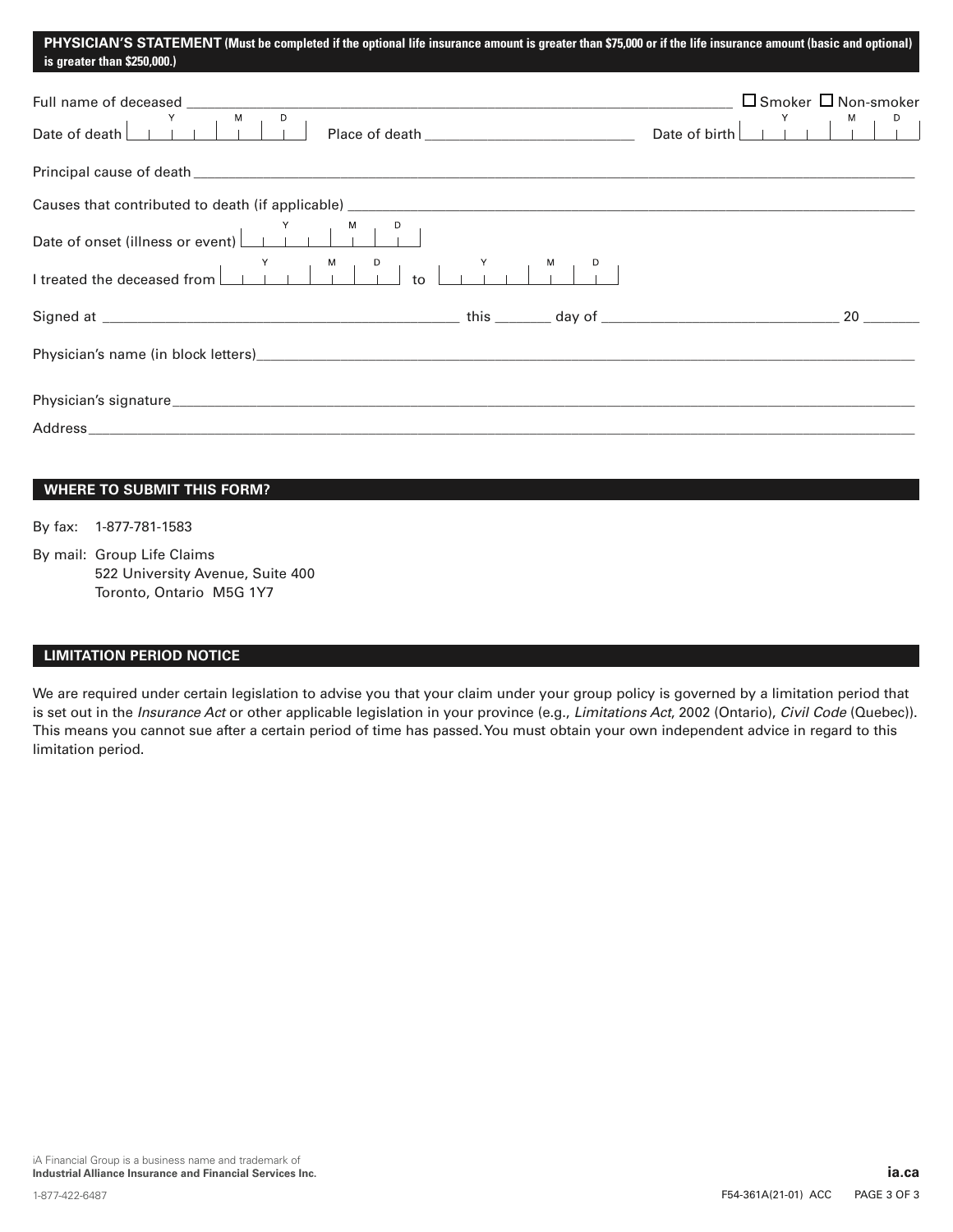## PHYSICIAN'S STATEMENT (Must be completed if the optional life insurance amount is greater than $75,000 or if the life insurance amount (basic and optional) is greater than $250,000.)

Full name of deceased ______________________________ ☐ Smoker ☐ Non-smoker

Date of death (Y M D) ____________ Place of death ______________________________ Date of birth (Y M D) ____________

Principal cause of death ______________________________

Causes that contributed to death (if applicable) ______________________________

Date of onset (illness or event) (Y M D) ____________

I treated the deceased from (Y M D) ____________ to (Y M D) ____________

Signed at ______________________________ this ________ day of ______________________________ 20 ________

Physician's name (in block letters) ______________________________

Physician's signature ______________________________

Address ______________________________

## WHERE TO SUBMIT THIS FORM?

By fax: 1-877-781-1583

By mail: Group Life Claims
522 University Avenue, Suite 400
Toronto, Ontario M5G 1Y7

## LIMITATION PERIOD NOTICE

We are required under certain legislation to advise you that your claim under your group policy is governed by a limitation period that is set out in the *Insurance Act* or other applicable legislation in your province (e.g., *Limitations Act*, 2002 (Ontario), *Civil Code* (Quebec)). This means you cannot sue after a certain period of time has passed. You must obtain your own independent advice in regard to this limitation period.

iA Financial Group is a business name and trademark of
**Industrial Alliance Insurance and Financial Services Inc.**

1-877-422-6487

**ia.ca**

F54-361A(21-01) ACC